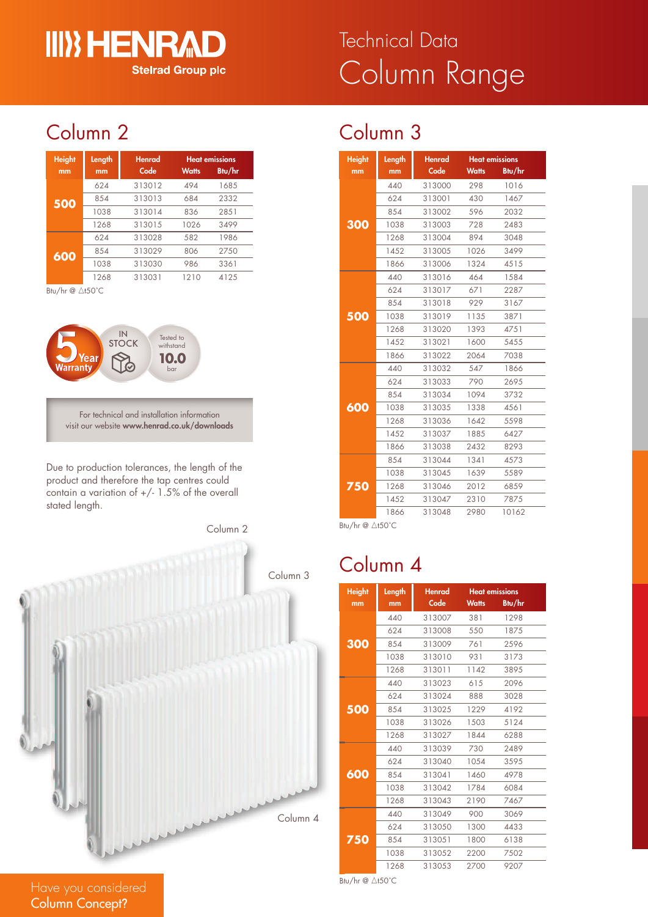# HENRAD

Stelrad Group plc

# Technical Data

# Column Range

## Column 2

| Height mm | Length mm | Henrad Code | Heat emissions Watts | Btu/hr |
|---|---|---|---|---|
| 500 | 624 | 313012 | 494 | 1685 |
| | 854 | 313013 | 684 | 2332 |
| | 1038 | 313014 | 836 | 2851 |
| | 1268 | 313015 | 1026 | 3499 |
| 600 | 624 | 313028 | 582 | 1986 |
| | 854 | 313029 | 806 | 2750 |
| | 1038 | 313030 | 986 | 3361 |
| | 1268 | 313031 | 1210 | 4125 |

Btu/hr @ △t50°C

5 Year Warranty

IN STOCK

Tested to withstand 10.0 bar

For technical and installation information visit our website **www.henrad.co.uk/downloads**

Due to production tolerances, the length of the product and therefore the tap centres could contain a variation of +/- 1.5% of the overall stated length.

Column 2

Column 3

Column 4

Have you considered Column Concept?

## Column 3

| Height mm | Length mm | Henrad Code | Heat emissions Watts | Btu/hr |
|---|---|---|---|---|
| 300 | 440 | 313000 | 298 | 1016 |
| | 624 | 313001 | 430 | 1467 |
| | 854 | 313002 | 596 | 2032 |
| | 1038 | 313003 | 728 | 2483 |
| | 1268 | 313004 | 894 | 3048 |
| | 1452 | 313005 | 1026 | 3499 |
| | 1866 | 313006 | 1324 | 4515 |
| 500 | 440 | 313016 | 464 | 1584 |
| | 624 | 313017 | 671 | 2287 |
| | 854 | 313018 | 929 | 3167 |
| | 1038 | 313019 | 1135 | 3871 |
| | 1268 | 313020 | 1393 | 4751 |
| | 1452 | 313021 | 1600 | 5455 |
| | 1866 | 313022 | 2064 | 7038 |
| 600 | 440 | 313032 | 547 | 1866 |
| | 624 | 313033 | 790 | 2695 |
| | 854 | 313034 | 1094 | 3732 |
| | 1038 | 313035 | 1338 | 4561 |
| | 1268 | 313036 | 1642 | 5598 |
| | 1452 | 313037 | 1885 | 6427 |
| | 1866 | 313038 | 2432 | 8293 |
| 750 | 854 | 313044 | 1341 | 4573 |
| | 1038 | 313045 | 1639 | 5589 |
| | 1268 | 313046 | 2012 | 6859 |
| | 1452 | 313047 | 2310 | 7875 |
| | 1866 | 313048 | 2980 | 10162 |

Btu/hr @ △t50°C

## Column 4

| Height mm | Length mm | Henrad Code | Heat emissions Watts | Btu/hr |
|---|---|---|---|---|
| 300 | 440 | 313007 | 381 | 1298 |
| | 624 | 313008 | 550 | 1875 |
| | 854 | 313009 | 761 | 2596 |
| | 1038 | 313010 | 931 | 3173 |
| | 1268 | 313011 | 1142 | 3895 |
| 500 | 440 | 313023 | 615 | 2096 |
| | 624 | 313024 | 888 | 3028 |
| | 854 | 313025 | 1229 | 4192 |
| | 1038 | 313026 | 1503 | 5124 |
| | 1268 | 313027 | 1844 | 6288 |
| 600 | 440 | 313039 | 730 | 2489 |
| | 624 | 313040 | 1054 | 3595 |
| | 854 | 313041 | 1460 | 4978 |
| | 1038 | 313042 | 1784 | 6084 |
| | 1268 | 313043 | 2190 | 7467 |
| 750 | 440 | 313049 | 900 | 3069 |
| | 624 | 313050 | 1300 | 4433 |
| | 854 | 313051 | 1800 | 6138 |
| | 1038 | 313052 | 2200 | 7502 |
| | 1268 | 313053 | 2700 | 9207 |

Btu/hr @ △t50°C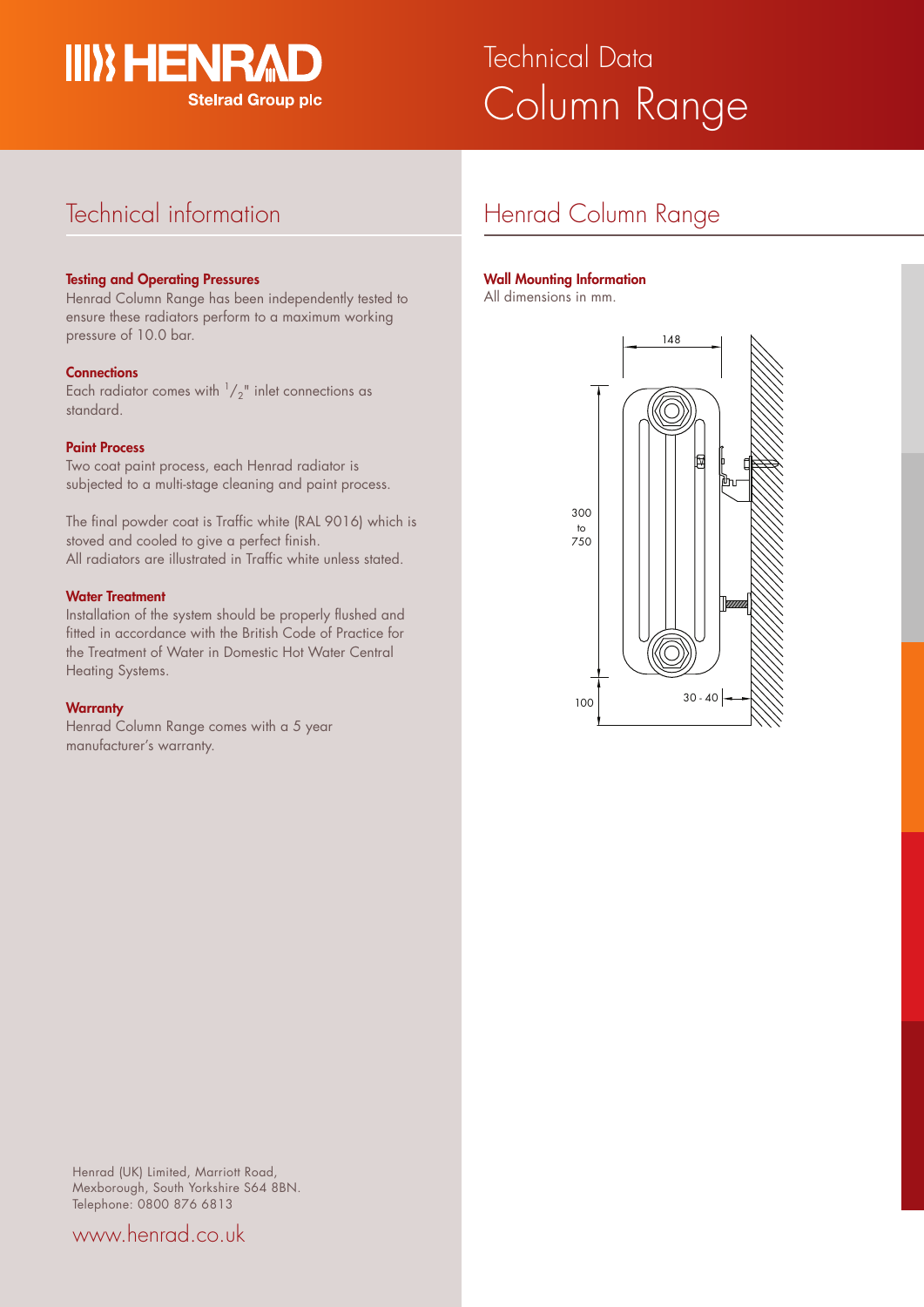# Technical Data
# Column Range

## Technical information

**Testing and Operating Pressures**
Henrad Column Range has been independently tested to ensure these radiators perform to a maximum working pressure of 10.0 bar.

**Connections**
Each radiator comes with $^1/_2$" inlet connections as standard.

**Paint Process**
Two coat paint process, each Henrad radiator is subjected to a multi-stage cleaning and paint process.

The final powder coat is Traffic white (RAL 9016) which is stoved and cooled to give a perfect finish.
All radiators are illustrated in Traffic white unless stated.

**Water Treatment**
Installation of the system should be properly flushed and fitted in accordance with the British Code of Practice for the Treatment of Water in Domestic Hot Water Central Heating Systems.

**Warranty**
Henrad Column Range comes with a 5 year manufacturer's warranty.

## Henrad Column Range

**Wall Mounting Information**
All dimensions in mm.

148

300
to
750

100

30 - 40

Henrad (UK) Limited, Marriott Road,
Mexborough, South Yorkshire S64 8BN.
Telephone: 0800 876 6813

www.henrad.co.uk